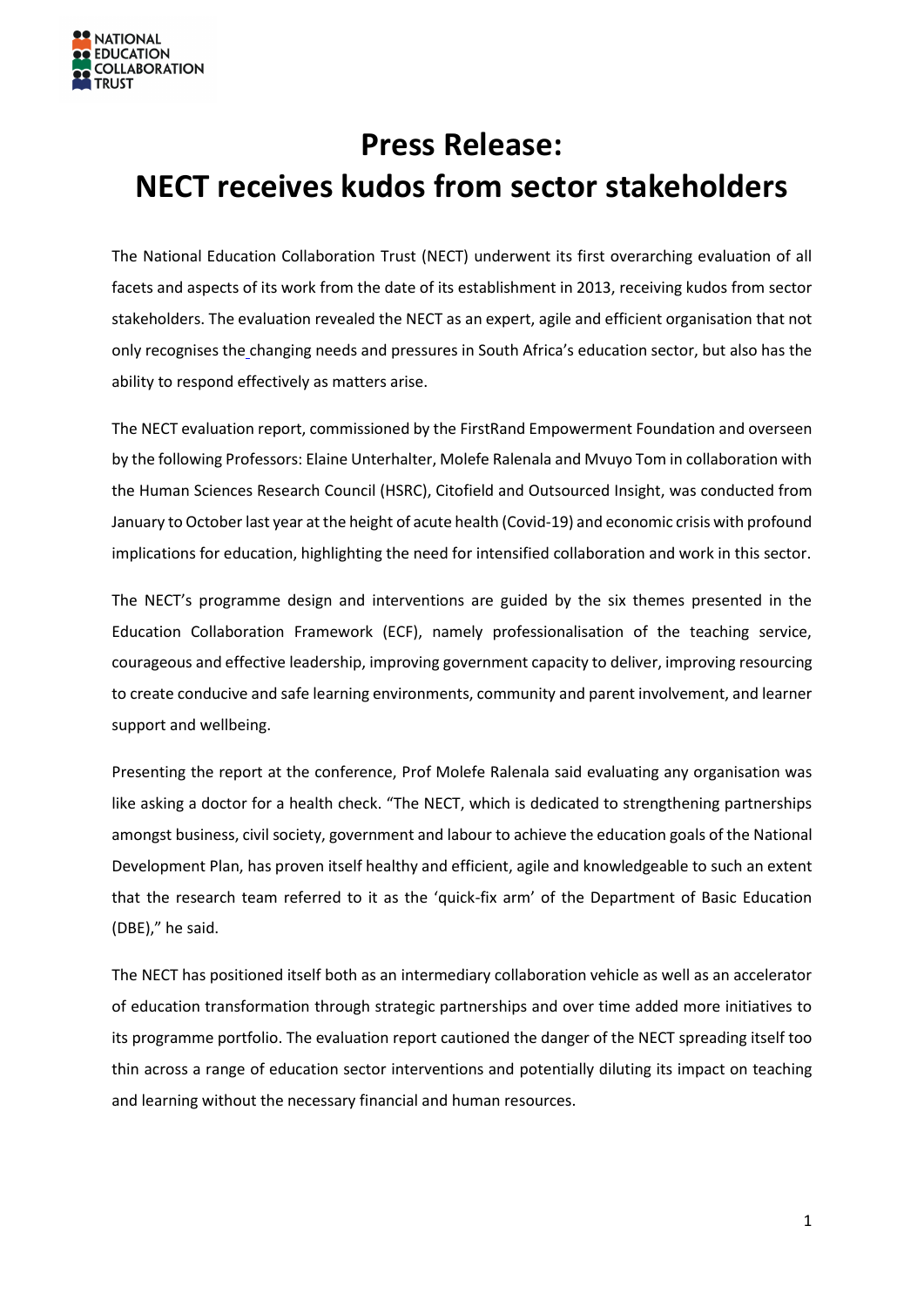NATIONAL EDUCATION COLLABORATION TRUST

# Press Release: NECT receives kudos from sector stakeholders

The National Education Collaboration Trust (NECT) underwent its first overarching evaluation of all facets and aspects of its work from the date of its establishment in 2013, receiving kudos from sector stakeholders. The evaluation revealed the NECT as an expert, agile and efficient organisation that not only recognises the changing needs and pressures in South Africa's education sector, but also has the ability to respond effectively as matters arise.

The NECT evaluation report, commissioned by the FirstRand Empowerment Foundation and overseen by the following Professors: Elaine Unterhalter, Molefe Ralenala and Mvuyo Tom in collaboration with the Human Sciences Research Council (HSRC), Citofield and Outsourced Insight, was conducted from January to October last year at the height of acute health (Covid-19) and economic crisis with profound implications for education, highlighting the need for intensified collaboration and work in this sector.

The NECT's programme design and interventions are guided by the six themes presented in the Education Collaboration Framework (ECF), namely professionalisation of the teaching service, courageous and effective leadership, improving government capacity to deliver, improving resourcing to create conducive and safe learning environments, community and parent involvement, and learner support and wellbeing.

Presenting the report at the conference, Prof Molefe Ralenala said evaluating any organisation was like asking a doctor for a health check. "The NECT, which is dedicated to strengthening partnerships amongst business, civil society, government and labour to achieve the education goals of the National Development Plan, has proven itself healthy and efficient, agile and knowledgeable to such an extent that the research team referred to it as the 'quick-fix arm' of the Department of Basic Education (DBE)," he said.

The NECT has positioned itself both as an intermediary collaboration vehicle as well as an accelerator of education transformation through strategic partnerships and over time added more initiatives to its programme portfolio. The evaluation report cautioned the danger of the NECT spreading itself too thin across a range of education sector interventions and potentially diluting its impact on teaching and learning without the necessary financial and human resources.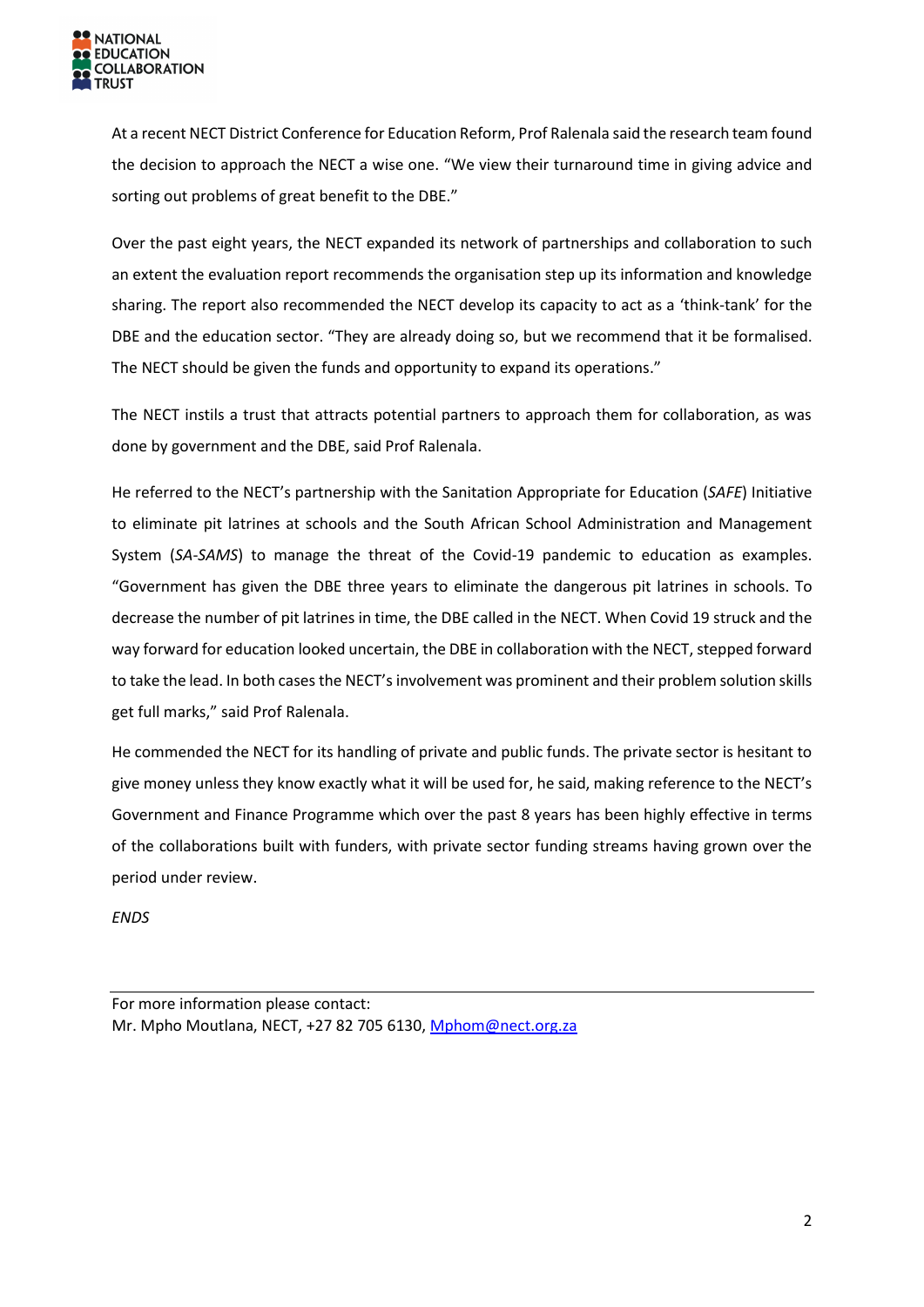At a recent NECT District Conference for Education Reform, Prof Ralenala said the research team found the decision to approach the NECT a wise one. "We view their turnaround time in giving advice and sorting out problems of great benefit to the DBE."

Over the past eight years, the NECT expanded its network of partnerships and collaboration to such an extent the evaluation report recommends the organisation step up its information and knowledge sharing. The report also recommended the NECT develop its capacity to act as a 'think-tank' for the DBE and the education sector. "They are already doing so, but we recommend that it be formalised. The NECT should be given the funds and opportunity to expand its operations."

The NECT instils a trust that attracts potential partners to approach them for collaboration, as was done by government and the DBE, said Prof Ralenala.

He referred to the NECT's partnership with the Sanitation Appropriate for Education (*SAFE*) Initiative to eliminate pit latrines at schools and the South African School Administration and Management System (*SA-SAMS*) to manage the threat of the Covid-19 pandemic to education as examples. "Government has given the DBE three years to eliminate the dangerous pit latrines in schools. To decrease the number of pit latrines in time, the DBE called in the NECT. When Covid 19 struck and the way forward for education looked uncertain, the DBE in collaboration with the NECT, stepped forward to take the lead. In both cases the NECT's involvement was prominent and their problem solution skills get full marks," said Prof Ralenala.

He commended the NECT for its handling of private and public funds. The private sector is hesitant to give money unless they know exactly what it will be used for, he said, making reference to the NECT's Government and Finance Programme which over the past 8 years has been highly effective in terms of the collaborations built with funders, with private sector funding streams having grown over the period under review.

*ENDS*

---

For more information please contact:
Mr. Mpho Moutlana, NECT, +27 82 705 6130, Mphom@nect.org.za